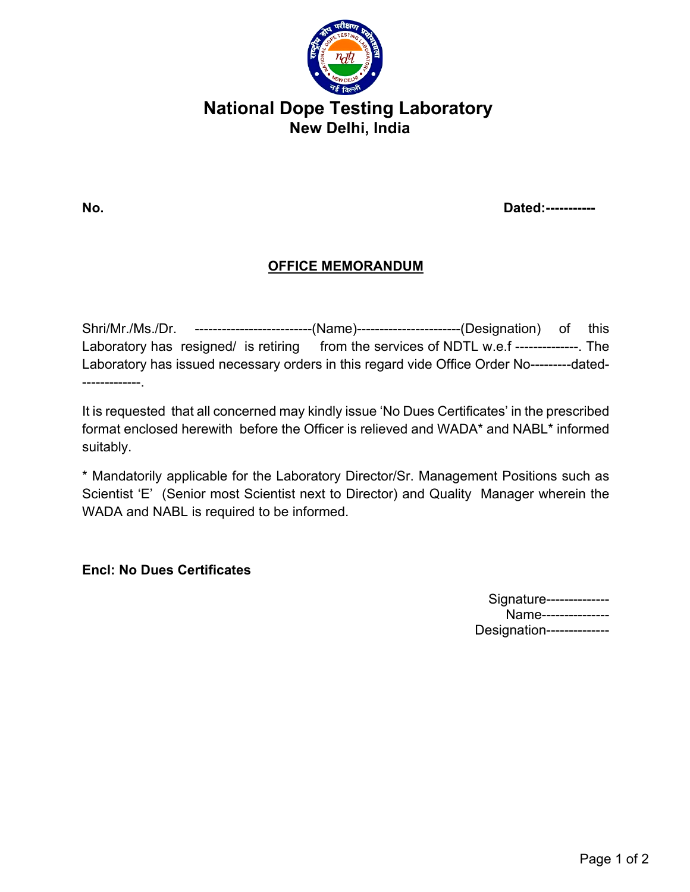# National Dope Testing Laboratory
## New Delhi, India

**No.** **Dated:-----------**

## OFFICE MEMORANDUM

Shri/Mr./Ms./Dr. --------------------------(Name)-----------------------(Designation) of this Laboratory has resigned/ is retiring from the services of NDTL w.e.f --------------. The Laboratory has issued necessary orders in this regard vide Office Order No---------dated--------------.

It is requested that all concerned may kindly issue 'No Dues Certificates' in the prescribed format enclosed herewith before the Officer is relieved and WADA* and NABL* informed suitably.

* Mandatorily applicable for the Laboratory Director/Sr. Management Positions such as Scientist 'E' (Senior most Scientist next to Director) and Quality Manager wherein the WADA and NABL is required to be informed.

**Encl: No Dues Certificates**

Signature--------------
Name---------------
Designation--------------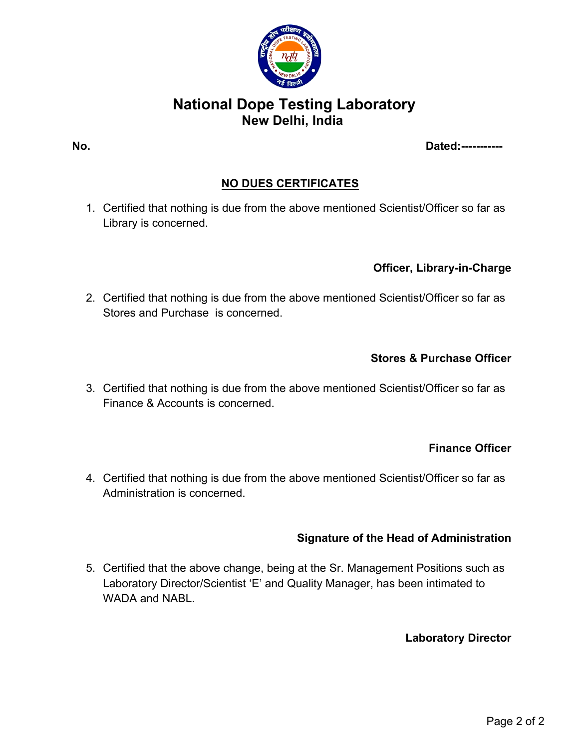# National Dope Testing Laboratory

## New Delhi, India

**No.** **Dated:-----------**

## NO DUES CERTIFICATES

1. Certified that nothing is due from the above mentioned Scientist/Officer so far as Library is concerned.

**Officer, Library-in-Charge**

2. Certified that nothing is due from the above mentioned Scientist/Officer so far as Stores and Purchase is concerned.

**Stores & Purchase Officer**

3. Certified that nothing is due from the above mentioned Scientist/Officer so far as Finance & Accounts is concerned.

**Finance Officer**

4. Certified that nothing is due from the above mentioned Scientist/Officer so far as Administration is concerned.

**Signature of the Head of Administration**

5. Certified that the above change, being at the Sr. Management Positions such as Laboratory Director/Scientist 'E' and Quality Manager, has been intimated to WADA and NABL.

**Laboratory Director**